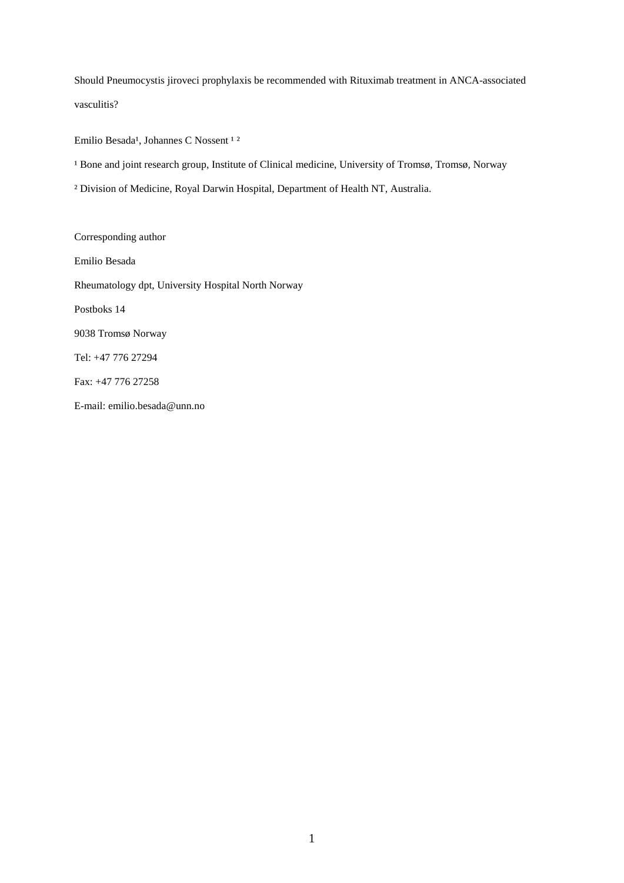# Should Pneumocystis jiroveci prophylaxis be recommended with Rituximab treatment in ANCA-associated vasculitis?

Emilio Besada[1], Johannes C Nossent [1 2]

[1] Bone and joint research group, Institute of Clinical medicine, University of Tromsø, Tromsø, Norway

[2] Division of Medicine, Royal Darwin Hospital, Department of Health NT, Australia.

Corresponding author

Emilio Besada

Rheumatology dpt, University Hospital North Norway

Postboks 14

9038 Tromsø Norway

Tel: +47 776 27294

Fax: +47 776 27258

E-mail: emilio.besada@unn.no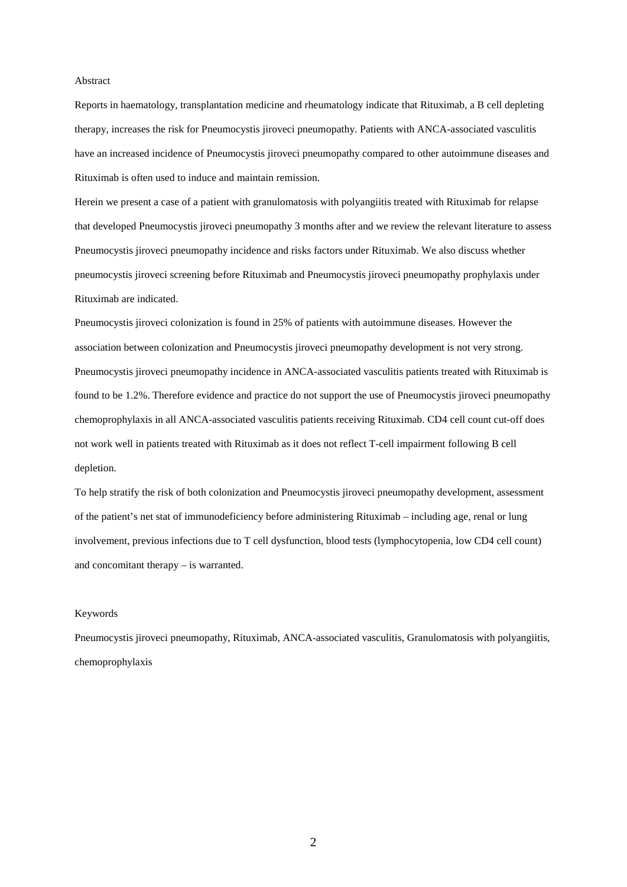## Abstract

Reports in haematology, transplantation medicine and rheumatology indicate that Rituximab, a B cell depleting therapy, increases the risk for Pneumocystis jiroveci pneumopathy. Patients with ANCA-associated vasculitis have an increased incidence of Pneumocystis jiroveci pneumopathy compared to other autoimmune diseases and Rituximab is often used to induce and maintain remission.

Herein we present a case of a patient with granulomatosis with polyangiitis treated with Rituximab for relapse that developed Pneumocystis jiroveci pneumopathy 3 months after and we review the relevant literature to assess Pneumocystis jiroveci pneumopathy incidence and risks factors under Rituximab. We also discuss whether pneumocystis jiroveci screening before Rituximab and Pneumocystis jiroveci pneumopathy prophylaxis under Rituximab are indicated.

Pneumocystis jiroveci colonization is found in 25% of patients with autoimmune diseases. However the association between colonization and Pneumocystis jiroveci pneumopathy development is not very strong. Pneumocystis jiroveci pneumopathy incidence in ANCA-associated vasculitis patients treated with Rituximab is found to be 1.2%. Therefore evidence and practice do not support the use of Pneumocystis jiroveci pneumopathy chemoprophylaxis in all ANCA-associated vasculitis patients receiving Rituximab. CD4 cell count cut-off does not work well in patients treated with Rituximab as it does not reflect T-cell impairment following B cell depletion.

To help stratify the risk of both colonization and Pneumocystis jiroveci pneumopathy development, assessment of the patient's net stat of immunodeficiency before administering Rituximab – including age, renal or lung involvement, previous infections due to T cell dysfunction, blood tests (lymphocytopenia, low CD4 cell count) and concomitant therapy – is warranted.

## Keywords

Pneumocystis jiroveci pneumopathy, Rituximab, ANCA-associated vasculitis, Granulomatosis with polyangiitis, chemoprophylaxis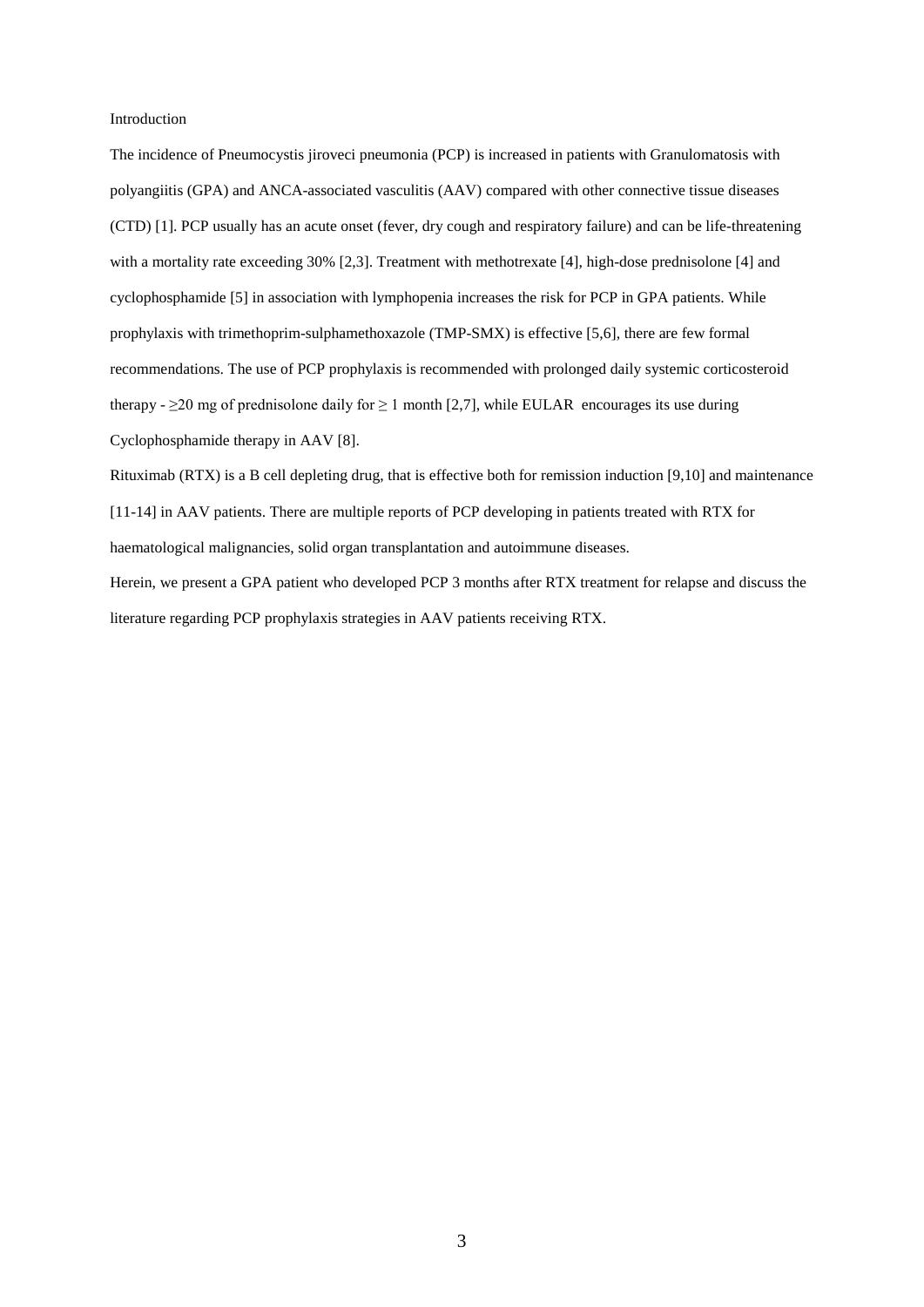## Introduction

The incidence of Pneumocystis jiroveci pneumonia (PCP) is increased in patients with Granulomatosis with polyangiitis (GPA) and ANCA-associated vasculitis (AAV) compared with other connective tissue diseases (CTD) [1]. PCP usually has an acute onset (fever, dry cough and respiratory failure) and can be life-threatening with a mortality rate exceeding 30% [2,3]. Treatment with methotrexate [4], high-dose prednisolone [4] and cyclophosphamide [5] in association with lymphopenia increases the risk for PCP in GPA patients. While prophylaxis with trimethoprim-sulphamethoxazole (TMP-SMX) is effective [5,6], there are few formal recommendations. The use of PCP prophylaxis is recommended with prolonged daily systemic corticosteroid therapy - ≥20 mg of prednisolone daily for ≥ 1 month [2,7], while EULAR encourages its use during Cyclophosphamide therapy in AAV [8].

Rituximab (RTX) is a B cell depleting drug, that is effective both for remission induction [9,10] and maintenance [11-14] in AAV patients. There are multiple reports of PCP developing in patients treated with RTX for haematological malignancies, solid organ transplantation and autoimmune diseases.

Herein, we present a GPA patient who developed PCP 3 months after RTX treatment for relapse and discuss the literature regarding PCP prophylaxis strategies in AAV patients receiving RTX.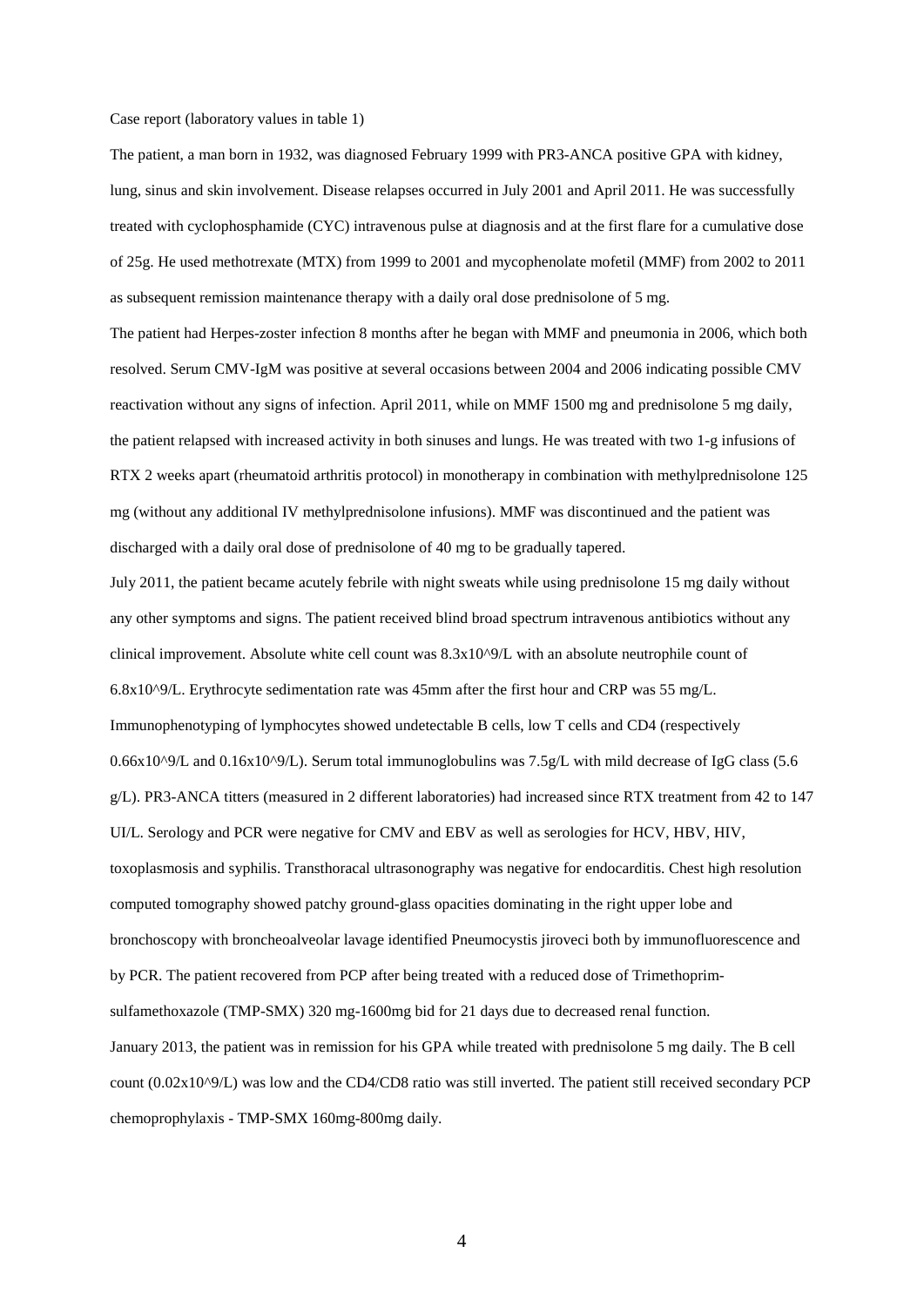Case report (laboratory values in table 1)

The patient, a man born in 1932, was diagnosed February 1999 with PR3-ANCA positive GPA with kidney, lung, sinus and skin involvement. Disease relapses occurred in July 2001 and April 2011. He was successfully treated with cyclophosphamide (CYC) intravenous pulse at diagnosis and at the first flare for a cumulative dose of 25g. He used methotrexate (MTX) from 1999 to 2001 and mycophenolate mofetil (MMF) from 2002 to 2011 as subsequent remission maintenance therapy with a daily oral dose prednisolone of 5 mg.

The patient had Herpes-zoster infection 8 months after he began with MMF and pneumonia in 2006, which both resolved. Serum CMV-IgM was positive at several occasions between 2004 and 2006 indicating possible CMV reactivation without any signs of infection. April 2011, while on MMF 1500 mg and prednisolone 5 mg daily, the patient relapsed with increased activity in both sinuses and lungs. He was treated with two 1-g infusions of RTX 2 weeks apart (rheumatoid arthritis protocol) in monotherapy in combination with methylprednisolone 125 mg (without any additional IV methylprednisolone infusions). MMF was discontinued and the patient was discharged with a daily oral dose of prednisolone of 40 mg to be gradually tapered.

July 2011, the patient became acutely febrile with night sweats while using prednisolone 15 mg daily without any other symptoms and signs. The patient received blind broad spectrum intravenous antibiotics without any clinical improvement. Absolute white cell count was $8.3x10^9/L$ with an absolute neutrophile count of $6.8x10^9/L$. Erythrocyte sedimentation rate was 45mm after the first hour and CRP was 55 mg/L. Immunophenotyping of lymphocytes showed undetectable B cells, low T cells and CD4 (respectively $0.66x10^9/L$ and $0.16x10^9/L$). Serum total immunoglobulins was 7.5g/L with mild decrease of IgG class (5.6 g/L). PR3-ANCA titters (measured in 2 different laboratories) had increased since RTX treatment from 42 to 147 UI/L. Serology and PCR were negative for CMV and EBV as well as serologies for HCV, HBV, HIV, toxoplasmosis and syphilis. Transthoracal ultrasonography was negative for endocarditis. Chest high resolution computed tomography showed patchy ground-glass opacities dominating in the right upper lobe and bronchoscopy with broncheoalveolar lavage identified Pneumocystis jiroveci both by immunofluorescence and by PCR. The patient recovered from PCP after being treated with a reduced dose of Trimethoprim-sulfamethoxazole (TMP-SMX) 320 mg-1600mg bid for 21 days due to decreased renal function.

January 2013, the patient was in remission for his GPA while treated with prednisolone 5 mg daily. The B cell count ($0.02x10^9/L$) was low and the CD4/CD8 ratio was still inverted. The patient still received secondary PCP chemoprophylaxis - TMP-SMX 160mg-800mg daily.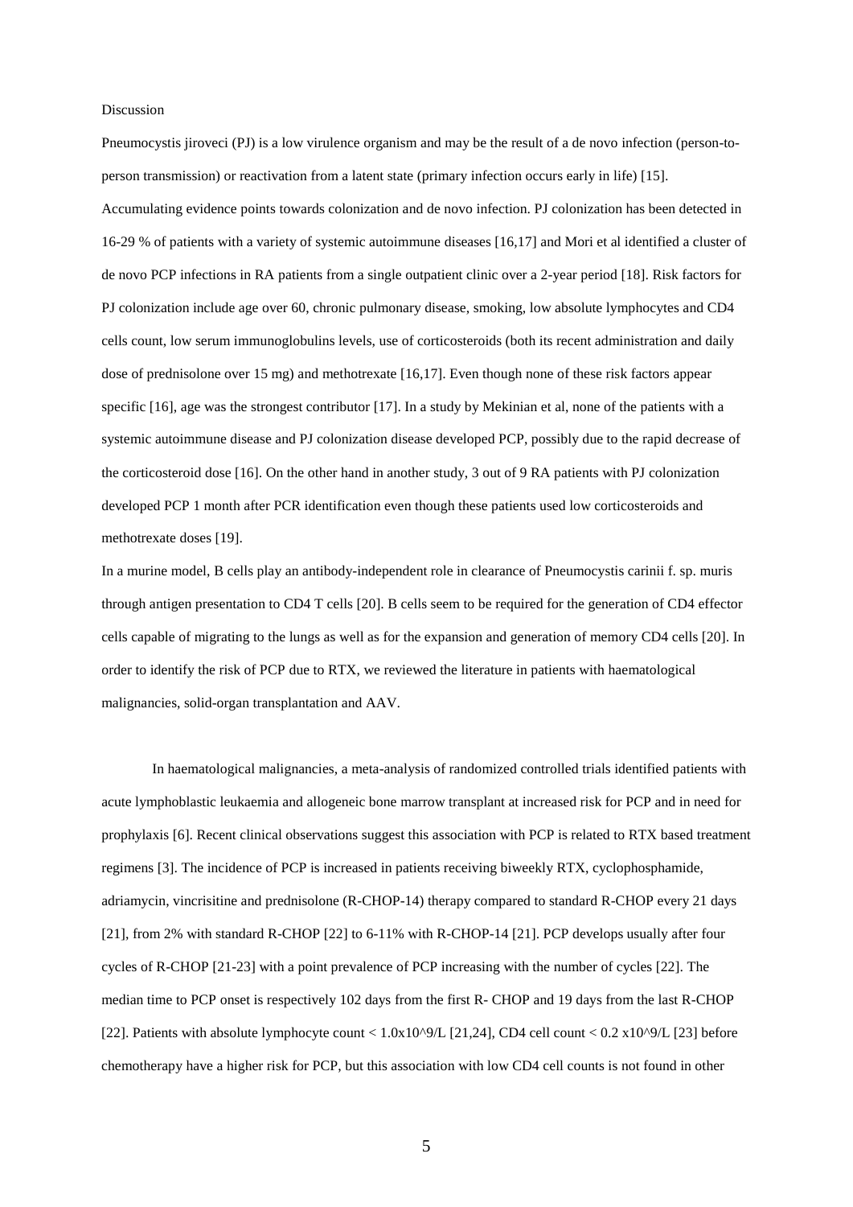Discussion

Pneumocystis jiroveci (PJ) is a low virulence organism and may be the result of a de novo infection (person-to-person transmission) or reactivation from a latent state (primary infection occurs early in life) [15]. Accumulating evidence points towards colonization and de novo infection. PJ colonization has been detected in 16-29 % of patients with a variety of systemic autoimmune diseases [16,17] and Mori et al identified a cluster of de novo PCP infections in RA patients from a single outpatient clinic over a 2-year period [18]. Risk factors for PJ colonization include age over 60, chronic pulmonary disease, smoking, low absolute lymphocytes and CD4 cells count, low serum immunoglobulins levels, use of corticosteroids (both its recent administration and daily dose of prednisolone over 15 mg) and methotrexate [16,17]. Even though none of these risk factors appear specific [16], age was the strongest contributor [17]. In a study by Mekinian et al, none of the patients with a systemic autoimmune disease and PJ colonization disease developed PCP, possibly due to the rapid decrease of the corticosteroid dose [16]. On the other hand in another study, 3 out of 9 RA patients with PJ colonization developed PCP 1 month after PCR identification even though these patients used low corticosteroids and methotrexate doses [19].

In a murine model, B cells play an antibody-independent role in clearance of Pneumocystis carinii f. sp. muris through antigen presentation to CD4 T cells [20]. B cells seem to be required for the generation of CD4 effector cells capable of migrating to the lungs as well as for the expansion and generation of memory CD4 cells [20]. In order to identify the risk of PCP due to RTX, we reviewed the literature in patients with haematological malignancies, solid-organ transplantation and AAV.

In haematological malignancies, a meta-analysis of randomized controlled trials identified patients with acute lymphoblastic leukaemia and allogeneic bone marrow transplant at increased risk for PCP and in need for prophylaxis [6]. Recent clinical observations suggest this association with PCP is related to RTX based treatment regimens [3]. The incidence of PCP is increased in patients receiving biweekly RTX, cyclophosphamide, adriamycin, vincrisitine and prednisolone (R-CHOP-14) therapy compared to standard R-CHOP every 21 days [21], from 2% with standard R-CHOP [22] to 6-11% with R-CHOP-14 [21]. PCP develops usually after four cycles of R-CHOP [21-23] with a point prevalence of PCP increasing with the number of cycles [22]. The median time to PCP onset is respectively 102 days from the first R- CHOP and 19 days from the last R-CHOP [22]. Patients with absolute lymphocyte count < $1.0x10^9/L$ [21,24], CD4 cell count < $0.2 x10^9/L$ [23] before chemotherapy have a higher risk for PCP, but this association with low CD4 cell counts is not found in other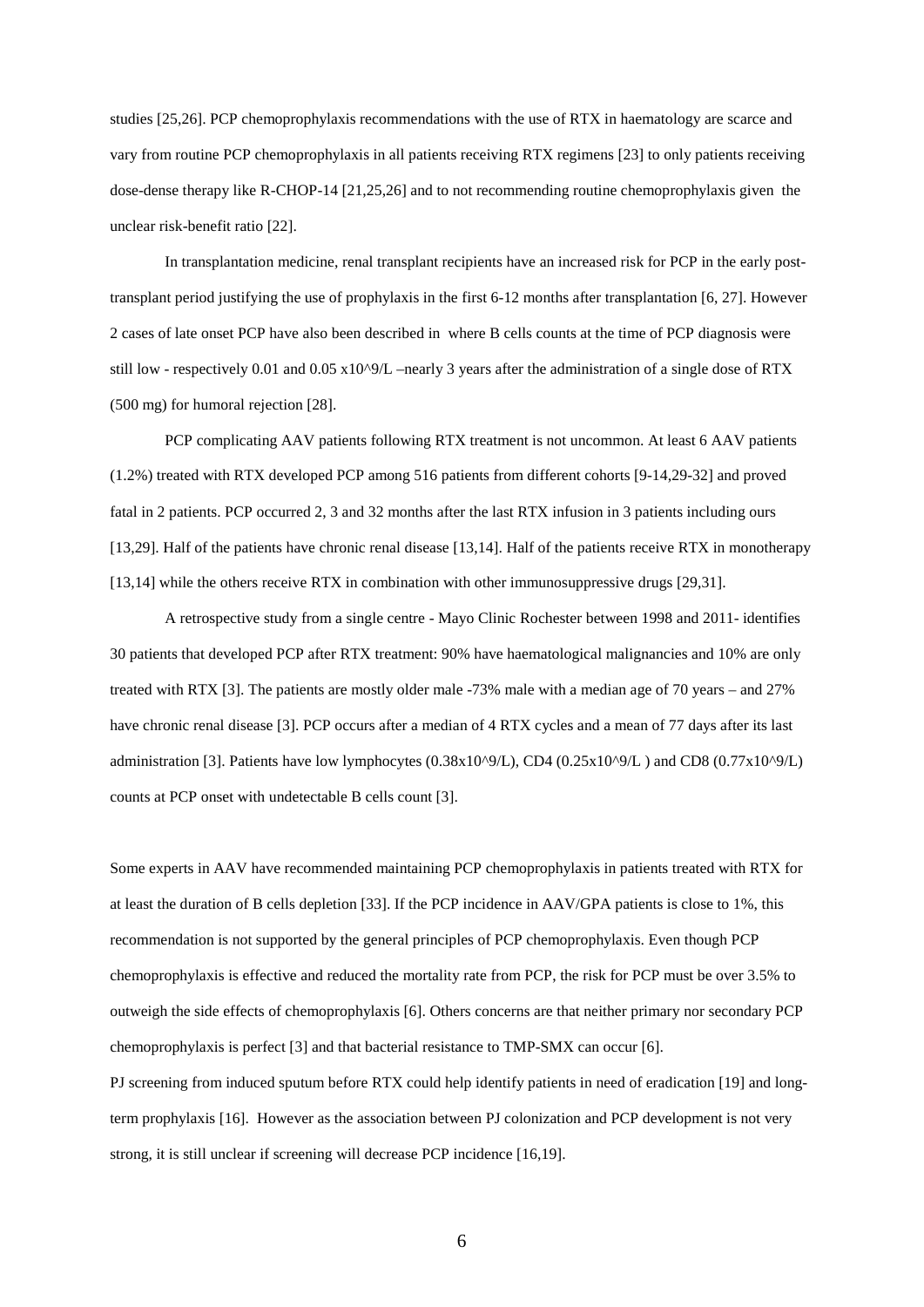studies [25,26]. PCP chemoprophylaxis recommendations with the use of RTX in haematology are scarce and vary from routine PCP chemoprophylaxis in all patients receiving RTX regimens [23] to only patients receiving dose-dense therapy like R-CHOP-14 [21,25,26] and to not recommending routine chemoprophylaxis given the unclear risk-benefit ratio [22].

In transplantation medicine, renal transplant recipients have an increased risk for PCP in the early post-transplant period justifying the use of prophylaxis in the first 6-12 months after transplantation [6, 27]. However 2 cases of late onset PCP have also been described in where B cells counts at the time of PCP diagnosis were still low - respectively 0.01 and 0.05 $x10^9/L$ –nearly 3 years after the administration of a single dose of RTX (500 mg) for humoral rejection [28].

PCP complicating AAV patients following RTX treatment is not uncommon. At least 6 AAV patients (1.2%) treated with RTX developed PCP among 516 patients from different cohorts [9-14,29-32] and proved fatal in 2 patients. PCP occurred 2, 3 and 32 months after the last RTX infusion in 3 patients including ours [13,29]. Half of the patients have chronic renal disease [13,14]. Half of the patients receive RTX in monotherapy [13,14] while the others receive RTX in combination with other immunosuppressive drugs [29,31].

A retrospective study from a single centre - Mayo Clinic Rochester between 1998 and 2011- identifies 30 patients that developed PCP after RTX treatment: 90% have haematological malignancies and 10% are only treated with RTX [3]. The patients are mostly older male -73% male with a median age of 70 years – and 27% have chronic renal disease [3]. PCP occurs after a median of 4 RTX cycles and a mean of 77 days after its last administration [3]. Patients have low lymphocytes ($0.38x10^9/L$), CD4 ($0.25x10^9/L$ ) and CD8 ($0.77x10^9/L$) counts at PCP onset with undetectable B cells count [3].

Some experts in AAV have recommended maintaining PCP chemoprophylaxis in patients treated with RTX for at least the duration of B cells depletion [33]. If the PCP incidence in AAV/GPA patients is close to 1%, this recommendation is not supported by the general principles of PCP chemoprophylaxis. Even though PCP chemoprophylaxis is effective and reduced the mortality rate from PCP, the risk for PCP must be over 3.5% to outweigh the side effects of chemoprophylaxis [6]. Others concerns are that neither primary nor secondary PCP chemoprophylaxis is perfect [3] and that bacterial resistance to TMP-SMX can occur [6].

PJ screening from induced sputum before RTX could help identify patients in need of eradication [19] and long-term prophylaxis [16]. However as the association between PJ colonization and PCP development is not very strong, it is still unclear if screening will decrease PCP incidence [16,19].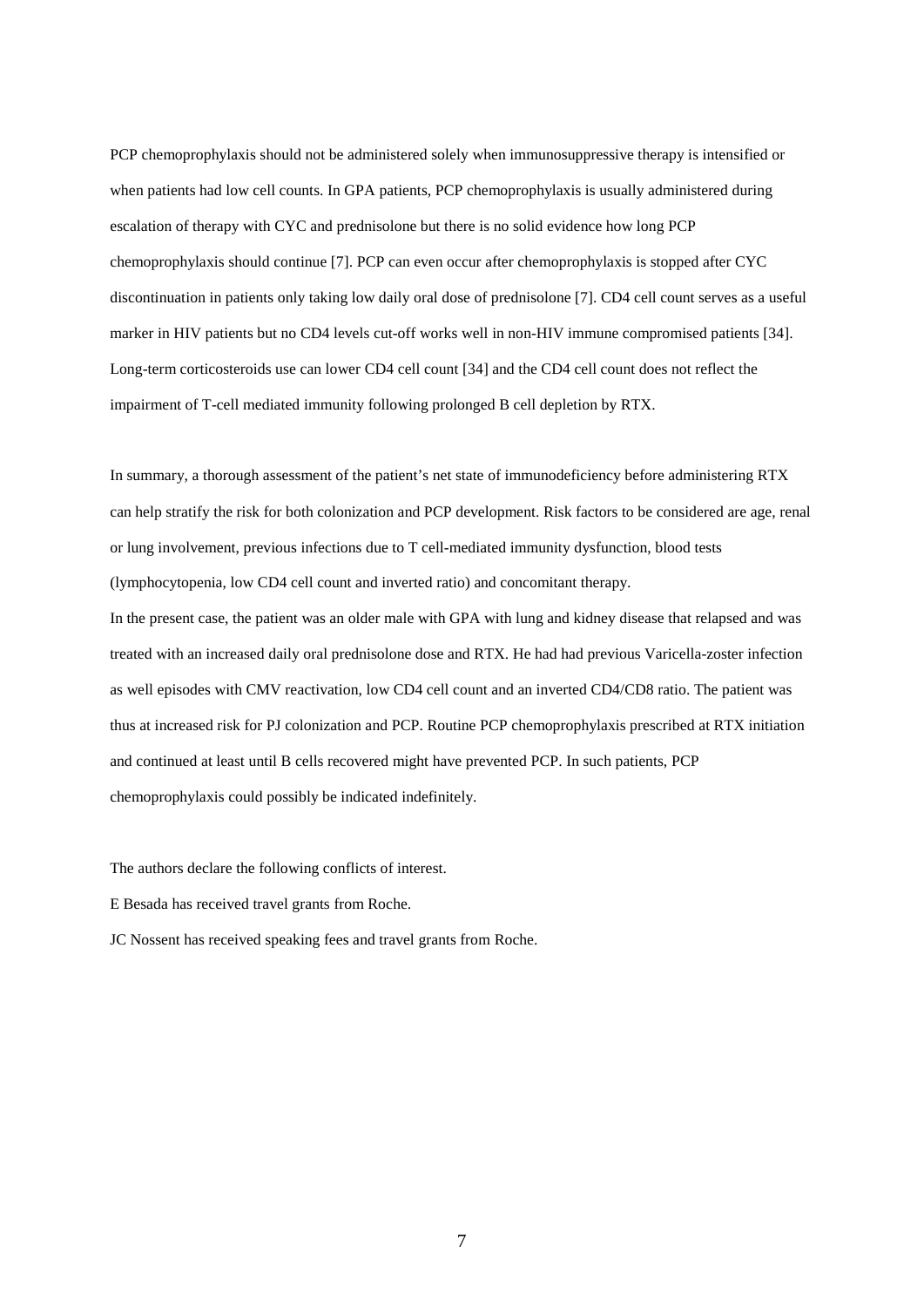PCP chemoprophylaxis should not be administered solely when immunosuppressive therapy is intensified or when patients had low cell counts. In GPA patients, PCP chemoprophylaxis is usually administered during escalation of therapy with CYC and prednisolone but there is no solid evidence how long PCP chemoprophylaxis should continue [7]. PCP can even occur after chemoprophylaxis is stopped after CYC discontinuation in patients only taking low daily oral dose of prednisolone [7]. CD4 cell count serves as a useful marker in HIV patients but no CD4 levels cut-off works well in non-HIV immune compromised patients [34]. Long-term corticosteroids use can lower CD4 cell count [34] and the CD4 cell count does not reflect the impairment of T-cell mediated immunity following prolonged B cell depletion by RTX.

In summary, a thorough assessment of the patient's net state of immunodeficiency before administering RTX can help stratify the risk for both colonization and PCP development. Risk factors to be considered are age, renal or lung involvement, previous infections due to T cell-mediated immunity dysfunction, blood tests (lymphocytopenia, low CD4 cell count and inverted ratio) and concomitant therapy.
In the present case, the patient was an older male with GPA with lung and kidney disease that relapsed and was treated with an increased daily oral prednisolone dose and RTX. He had had previous Varicella-zoster infection as well episodes with CMV reactivation, low CD4 cell count and an inverted CD4/CD8 ratio. The patient was thus at increased risk for PJ colonization and PCP. Routine PCP chemoprophylaxis prescribed at RTX initiation and continued at least until B cells recovered might have prevented PCP. In such patients, PCP chemoprophylaxis could possibly be indicated indefinitely.

The authors declare the following conflicts of interest.

E Besada has received travel grants from Roche.

JC Nossent has received speaking fees and travel grants from Roche.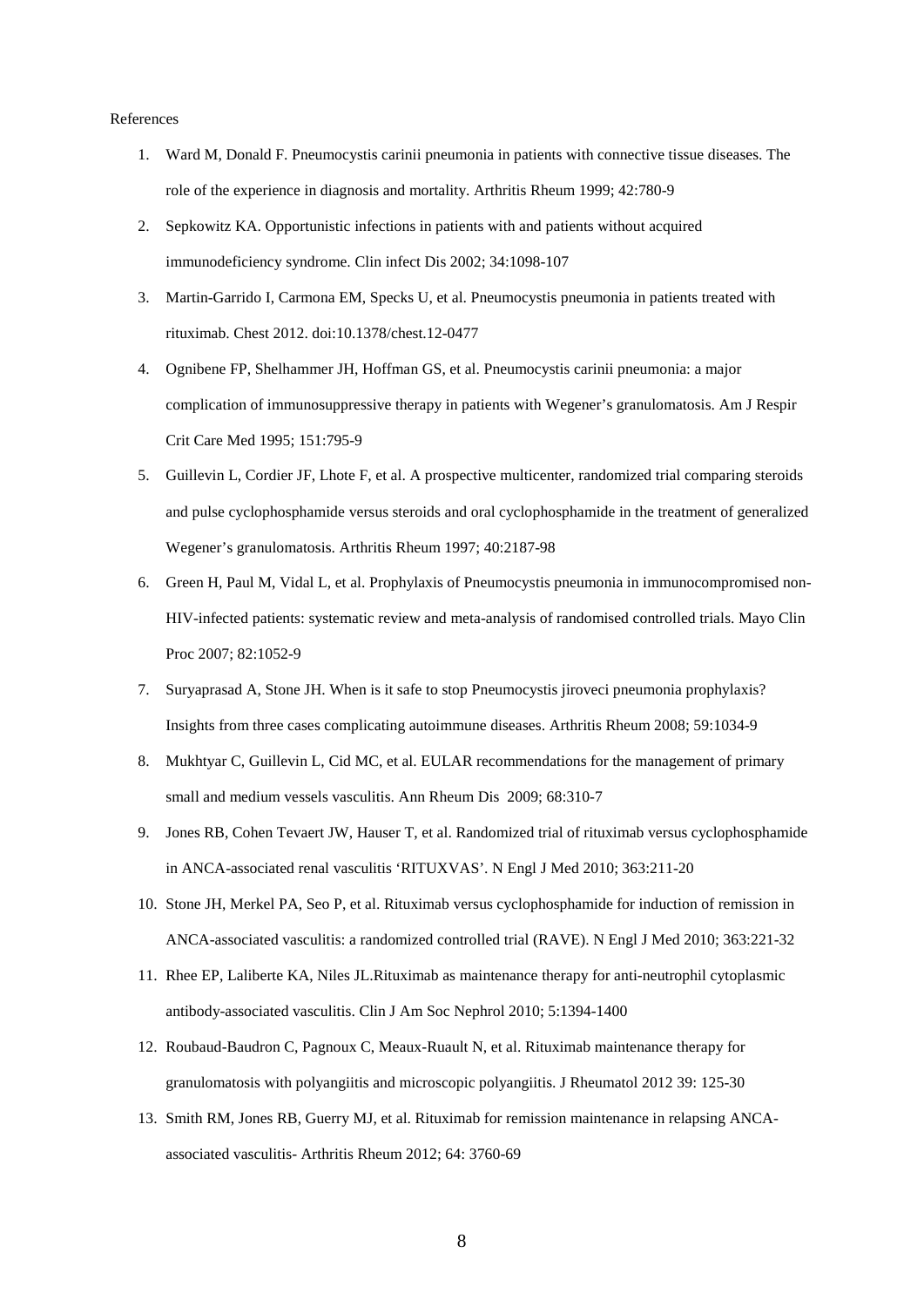References

1. Ward M, Donald F. Pneumocystis carinii pneumonia in patients with connective tissue diseases. The role of the experience in diagnosis and mortality. Arthritis Rheum 1999; 42:780-9
2. Sepkowitz KA. Opportunistic infections in patients with and patients without acquired immunodeficiency syndrome. Clin infect Dis 2002; 34:1098-107
3. Martin-Garrido I, Carmona EM, Specks U, et al. Pneumocystis pneumonia in patients treated with rituximab. Chest 2012. doi:10.1378/chest.12-0477
4. Ognibene FP, Shelhammer JH, Hoffman GS, et al. Pneumocystis carinii pneumonia: a major complication of immunosuppressive therapy in patients with Wegener's granulomatosis. Am J Respir Crit Care Med 1995; 151:795-9
5. Guillevin L, Cordier JF, Lhote F, et al. A prospective multicenter, randomized trial comparing steroids and pulse cyclophosphamide versus steroids and oral cyclophosphamide in the treatment of generalized Wegener's granulomatosis. Arthritis Rheum 1997; 40:2187-98
6. Green H, Paul M, Vidal L, et al. Prophylaxis of Pneumocystis pneumonia in immunocompromised non-HIV-infected patients: systematic review and meta-analysis of randomised controlled trials. Mayo Clin Proc 2007; 82:1052-9
7. Suryaprasad A, Stone JH. When is it safe to stop Pneumocystis jiroveci pneumonia prophylaxis? Insights from three cases complicating autoimmune diseases. Arthritis Rheum 2008; 59:1034-9
8. Mukhtyar C, Guillevin L, Cid MC, et al. EULAR recommendations for the management of primary small and medium vessels vasculitis. Ann Rheum Dis 2009; 68:310-7
9. Jones RB, Cohen Tevaert JW, Hauser T, et al. Randomized trial of rituximab versus cyclophosphamide in ANCA-associated renal vasculitis 'RITUXVAS'. N Engl J Med 2010; 363:211-20
10. Stone JH, Merkel PA, Seo P, et al. Rituximab versus cyclophosphamide for induction of remission in ANCA-associated vasculitis: a randomized controlled trial (RAVE). N Engl J Med 2010; 363:221-32
11. Rhee EP, Laliberte KA, Niles JL.Rituximab as maintenance therapy for anti-neutrophil cytoplasmic antibody-associated vasculitis. Clin J Am Soc Nephrol 2010; 5:1394-1400
12. Roubaud-Baudron C, Pagnoux C, Meaux-Ruault N, et al. Rituximab maintenance therapy for granulomatosis with polyangiitis and microscopic polyangiitis. J Rheumatol 2012 39: 125-30
13. Smith RM, Jones RB, Guerry MJ, et al. Rituximab for remission maintenance in relapsing ANCA-associated vasculitis- Arthritis Rheum 2012; 64: 3760-69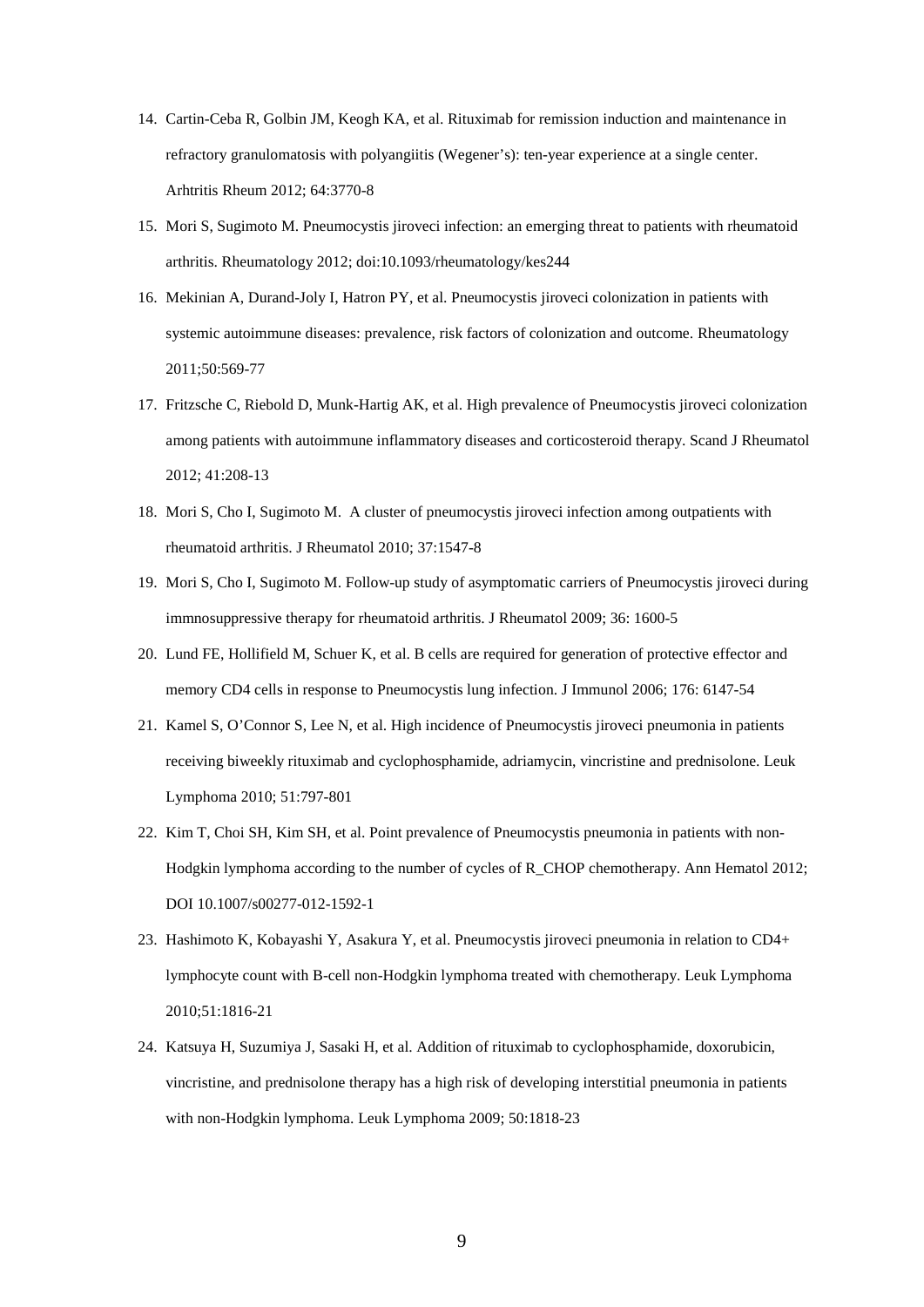14. Cartin-Ceba R, Golbin JM, Keogh KA, et al. Rituximab for remission induction and maintenance in refractory granulomatosis with polyangiitis (Wegener's): ten-year experience at a single center. Arhtritis Rheum 2012; 64:3770-8
15. Mori S, Sugimoto M. Pneumocystis jiroveci infection: an emerging threat to patients with rheumatoid arthritis. Rheumatology 2012; doi:10.1093/rheumatology/kes244
16. Mekinian A, Durand-Joly I, Hatron PY, et al. Pneumocystis jiroveci colonization in patients with systemic autoimmune diseases: prevalence, risk factors of colonization and outcome. Rheumatology 2011;50:569-77
17. Fritzsche C, Riebold D, Munk-Hartig AK, et al. High prevalence of Pneumocystis jiroveci colonization among patients with autoimmune inflammatory diseases and corticosteroid therapy. Scand J Rheumatol 2012; 41:208-13
18. Mori S, Cho I, Sugimoto M. A cluster of pneumocystis jiroveci infection among outpatients with rheumatoid arthritis. J Rheumatol 2010; 37:1547-8
19. Mori S, Cho I, Sugimoto M. Follow-up study of asymptomatic carriers of Pneumocystis jiroveci during immnosuppressive therapy for rheumatoid arthritis. J Rheumatol 2009; 36: 1600-5
20. Lund FE, Hollifield M, Schuer K, et al. B cells are required for generation of protective effector and memory CD4 cells in response to Pneumocystis lung infection. J Immunol 2006; 176: 6147-54
21. Kamel S, O'Connor S, Lee N, et al. High incidence of Pneumocystis jiroveci pneumonia in patients receiving biweekly rituximab and cyclophosphamide, adriamycin, vincristine and prednisolone. Leuk Lymphoma 2010; 51:797-801
22. Kim T, Choi SH, Kim SH, et al. Point prevalence of Pneumocystis pneumonia in patients with non-Hodgkin lymphoma according to the number of cycles of R_CHOP chemotherapy. Ann Hematol 2012; DOI 10.1007/s00277-012-1592-1
23. Hashimoto K, Kobayashi Y, Asakura Y, et al. Pneumocystis jiroveci pneumonia in relation to CD4+ lymphocyte count with B-cell non-Hodgkin lymphoma treated with chemotherapy. Leuk Lymphoma 2010;51:1816-21
24. Katsuya H, Suzumiya J, Sasaki H, et al. Addition of rituximab to cyclophosphamide, doxorubicin, vincristine, and prednisolone therapy has a high risk of developing interstitial pneumonia in patients with non-Hodgkin lymphoma. Leuk Lymphoma 2009; 50:1818-23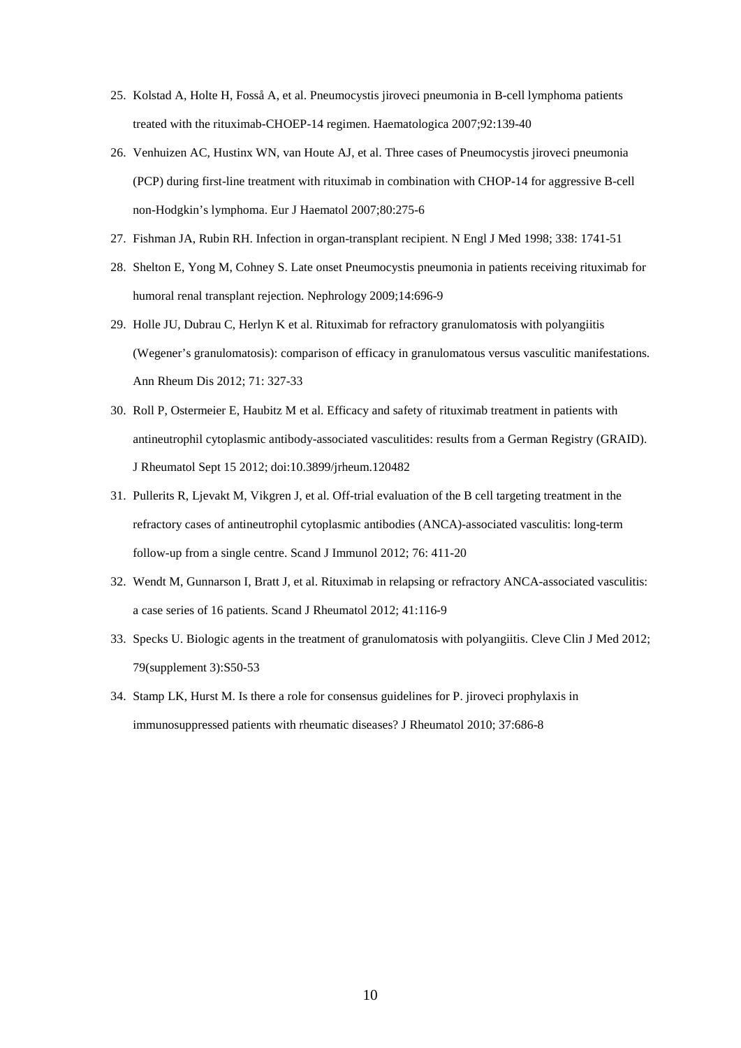25. Kolstad A, Holte H, Fosså A, et al. Pneumocystis jiroveci pneumonia in B-cell lymphoma patients treated with the rituximab-CHOEP-14 regimen. Haematologica 2007;92:139-40
26. Venhuizen AC, Hustinx WN, van Houte AJ, et al. Three cases of Pneumocystis jiroveci pneumonia (PCP) during first-line treatment with rituximab in combination with CHOP-14 for aggressive B-cell non-Hodgkin's lymphoma. Eur J Haematol 2007;80:275-6
27. Fishman JA, Rubin RH. Infection in organ-transplant recipient. N Engl J Med 1998; 338: 1741-51
28. Shelton E, Yong M, Cohney S. Late onset Pneumocystis pneumonia in patients receiving rituximab for humoral renal transplant rejection. Nephrology 2009;14:696-9
29. Holle JU, Dubrau C, Herlyn K et al. Rituximab for refractory granulomatosis with polyangiitis (Wegener's granulomatosis): comparison of efficacy in granulomatous versus vasculitic manifestations. Ann Rheum Dis 2012; 71: 327-33
30. Roll P, Ostermeier E, Haubitz M et al. Efficacy and safety of rituximab treatment in patients with antineutrophil cytoplasmic antibody-associated vasculitides: results from a German Registry (GRAID). J Rheumatol Sept 15 2012; doi:10.3899/jrheum.120482
31. Pullerits R, Ljevakt M, Vikgren J, et al. Off-trial evaluation of the B cell targeting treatment in the refractory cases of antineutrophil cytoplasmic antibodies (ANCA)-associated vasculitis: long-term follow-up from a single centre. Scand J Immunol 2012; 76: 411-20
32. Wendt M, Gunnarson I, Bratt J, et al. Rituximab in relapsing or refractory ANCA-associated vasculitis: a case series of 16 patients. Scand J Rheumatol 2012; 41:116-9
33. Specks U. Biologic agents in the treatment of granulomatosis with polyangiitis. Cleve Clin J Med 2012; 79(supplement 3):S50-53
34. Stamp LK, Hurst M. Is there a role for consensus guidelines for P. jiroveci prophylaxis in immunosuppressed patients with rheumatic diseases? J Rheumatol 2010; 37:686-8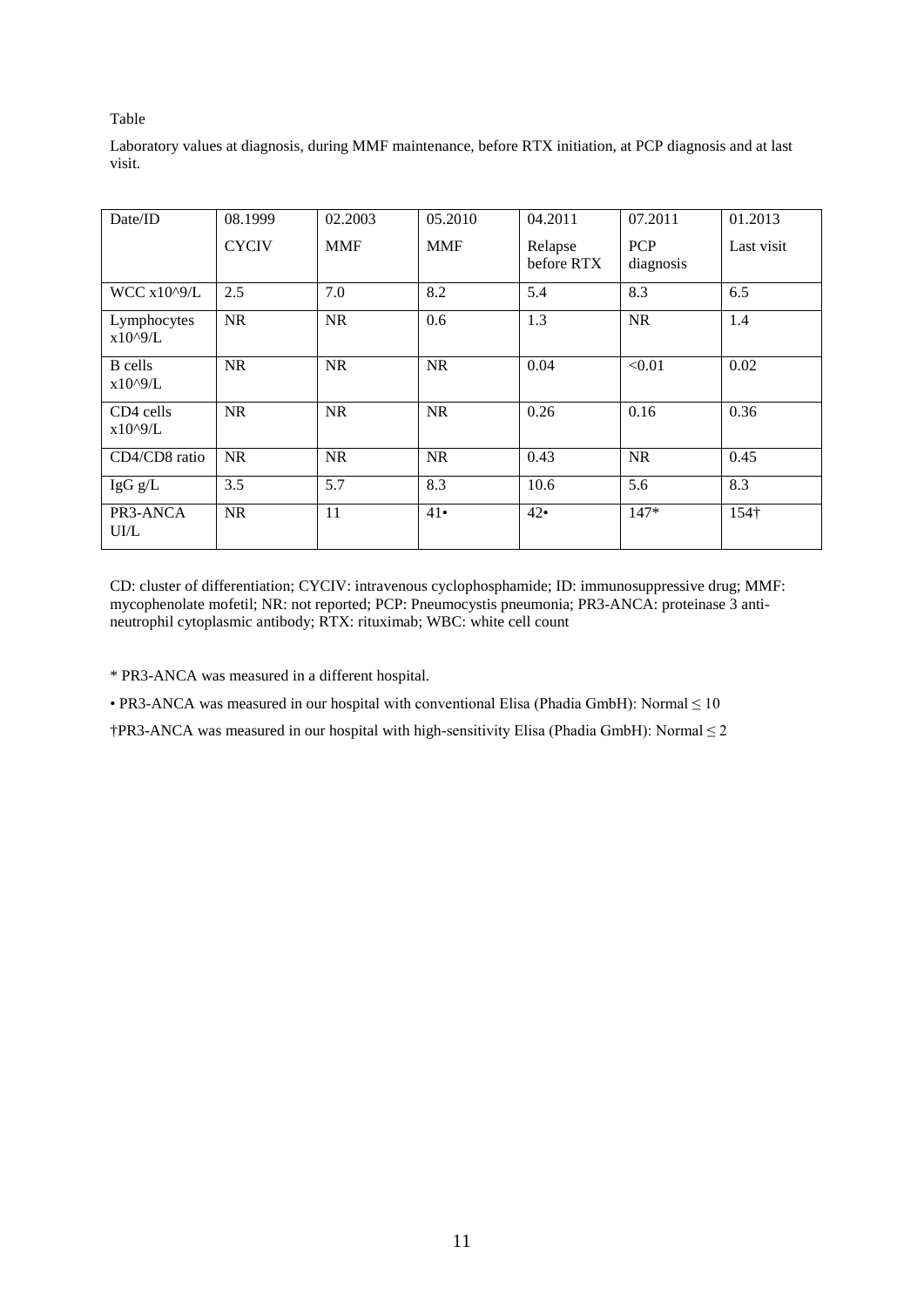Table

Laboratory values at diagnosis, during MMF maintenance, before RTX initiation, at PCP diagnosis and at last visit.

| Date/ID | 08.1999 CYCIV | 02.2003 MMF | 05.2010 MMF | 04.2011 Relapse before RTX | 07.2011 PCP diagnosis | 01.2013 Last visit |
|---|---|---|---|---|---|---|
| WCC x10^9/L | 2.5 | 7.0 | 8.2 | 5.4 | 8.3 | 6.5 |
| Lymphocytes x10^9/L | NR | NR | 0.6 | 1.3 | NR | 1.4 |
| B cells x10^9/L | NR | NR | NR | 0.04 | <0.01 | 0.02 |
| CD4 cells x10^9/L | NR | NR | NR | 0.26 | 0.16 | 0.36 |
| CD4/CD8 ratio | NR | NR | NR | 0.43 | NR | 0.45 |
| IgG g/L | 3.5 | 5.7 | 8.3 | 10.6 | 5.6 | 8.3 |
| PR3-ANCA UI/L | NR | 11 | 41• | 42• | 147* | 154† |

CD: cluster of differentiation; CYCIV: intravenous cyclophosphamide; ID: immunosuppressive drug; MMF: mycophenolate mofetil; NR: not reported; PCP: Pneumocystis pneumonia; PR3-ANCA: proteinase 3 anti-neutrophil cytoplasmic antibody; RTX: rituximab; WBC: white cell count

* PR3-ANCA was measured in a different hospital.

• PR3-ANCA was measured in our hospital with conventional Elisa (Phadia GmbH): Normal ≤ 10

†PR3-ANCA was measured in our hospital with high-sensitivity Elisa (Phadia GmbH): Normal ≤ 2